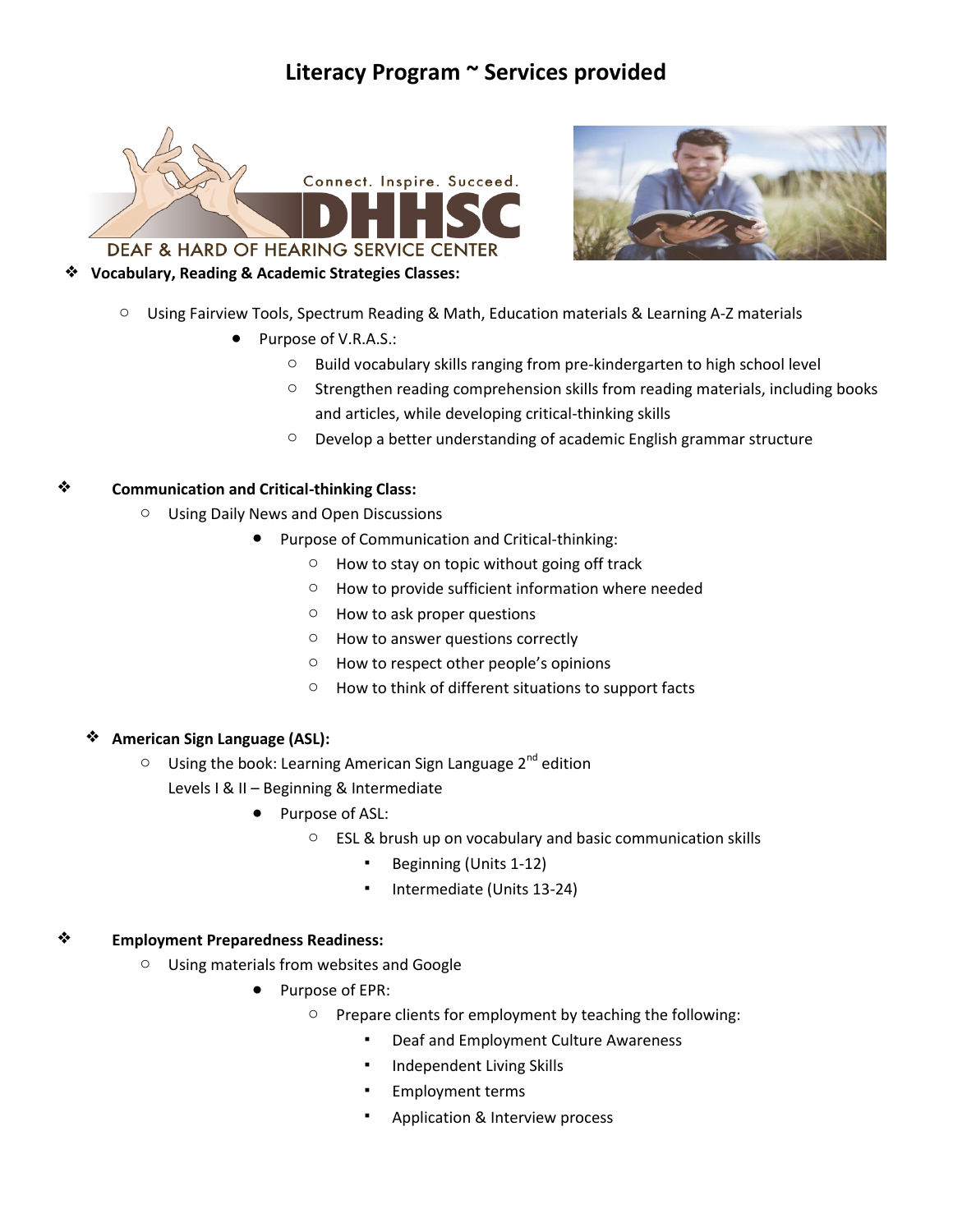# Literacy Program ~ Services provided

- **Vocabulary, Reading & Academic Strategies Classes:**
  - Using Fairview Tools, Spectrum Reading & Math, Education materials & Learning A-Z materials
    - Purpose of V.R.A.S.:
      - Build vocabulary skills ranging from pre-kindergarten to high school level
      - Strengthen reading comprehension skills from reading materials, including books and articles, while developing critical-thinking skills
      - Develop a better understanding of academic English grammar structure

- **Communication and Critical-thinking Class:**
  - Using Daily News and Open Discussions
    - Purpose of Communication and Critical-thinking:
      - How to stay on topic without going off track
      - How to provide sufficient information where needed
      - How to ask proper questions
      - How to answer questions correctly
      - How to respect other people's opinions
      - How to think of different situations to support facts

- **American Sign Language (ASL):**
  - Using the book: Learning American Sign Language 2nd edition
    Levels I & II – Beginning & Intermediate
    - Purpose of ASL:
      - ESL & brush up on vocabulary and basic communication skills
        - Beginning (Units 1-12)
        - Intermediate (Units 13-24)

- **Employment Preparedness Readiness:**
  - Using materials from websites and Google
    - Purpose of EPR:
      - Prepare clients for employment by teaching the following:
        - Deaf and Employment Culture Awareness
        - Independent Living Skills
        - Employment terms
        - Application & Interview process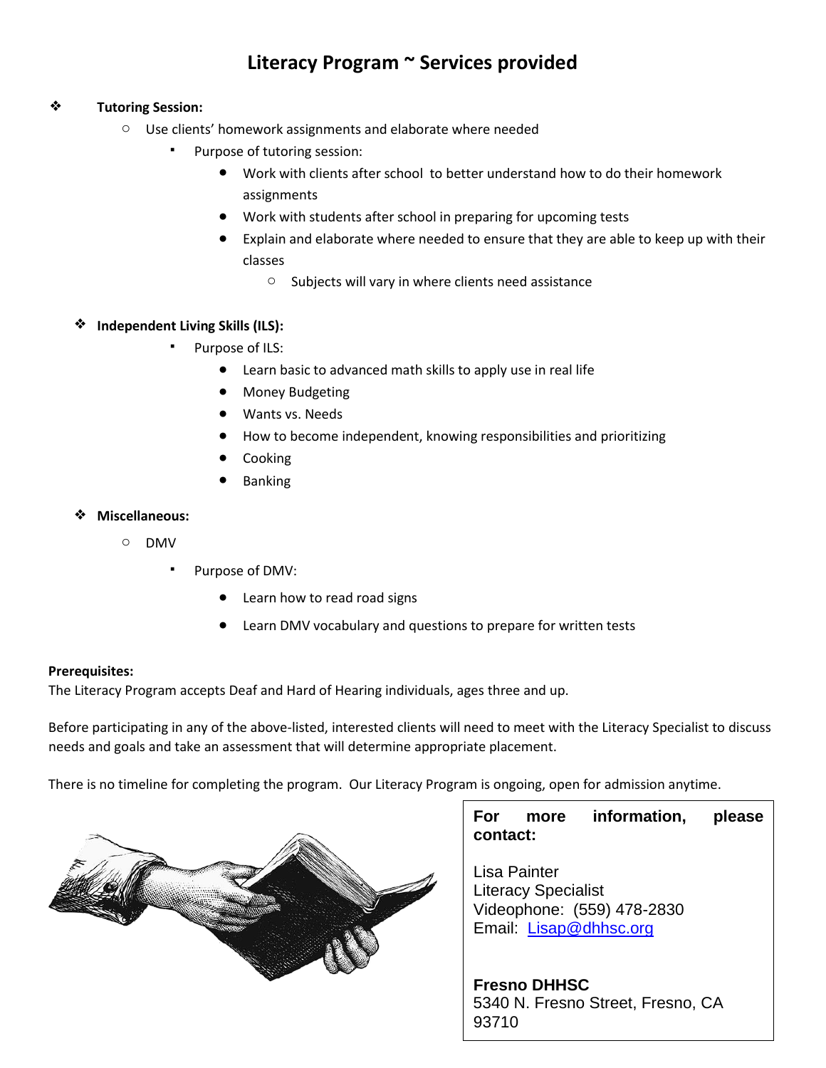# Literacy Program ~ Services provided

- **Tutoring Session:**
  - Use clients' homework assignments and elaborate where needed
    - Purpose of tutoring session:
      - Work with clients after school to better understand how to do their homework assignments
      - Work with students after school in preparing for upcoming tests
      - Explain and elaborate where needed to ensure that they are able to keep up with their classes
        - Subjects will vary in where clients need assistance

- **Independent Living Skills (ILS):**
  - Purpose of ILS:
    - Learn basic to advanced math skills to apply use in real life
    - Money Budgeting
    - Wants vs. Needs
    - How to become independent, knowing responsibilities and prioritizing
    - Cooking
    - Banking

- **Miscellaneous:**
  - DMV
    - Purpose of DMV:
      - Learn how to read road signs
      - Learn DMV vocabulary and questions to prepare for written tests

**Prerequisites:**
The Literacy Program accepts Deaf and Hard of Hearing individuals, ages three and up.

Before participating in any of the above-listed, interested clients will need to meet with the Literacy Specialist to discuss needs and goals and take an assessment that will determine appropriate placement.

There is no timeline for completing the program. Our Literacy Program is ongoing, open for admission anytime.

**For more information, please contact:**

Lisa Painter
Literacy Specialist
Videophone: (559) 478-2830
Email: Lisap@dhhsc.org

**Fresno DHHSC**
5340 N. Fresno Street, Fresno, CA 93710